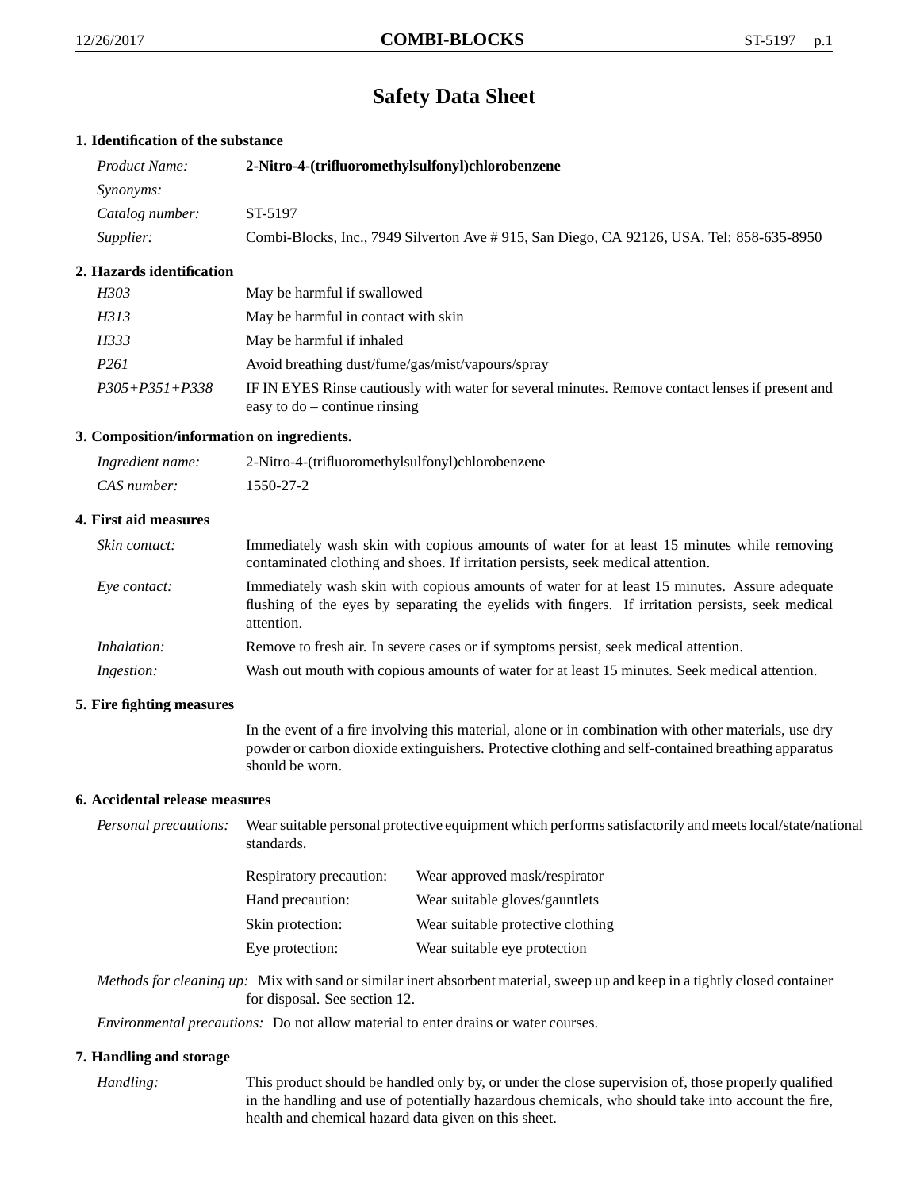# Safety Data Sheet

## 1. Identification of the substance

| | |
|---|---|
| *Product Name:* | **2-Nitro-4-(trifluoromethylsulfonyl)chlorobenzene** |
| *Synonyms:* | |
| *Catalog number:* | ST-5197 |
| *Supplier:* | Combi-Blocks, Inc., 7949 Silverton Ave # 915, San Diego, CA 92126, USA. Tel: 858-635-8950 |

## 2. Hazards identification

| | |
|---|---|
| *H303* | May be harmful if swallowed |
| *H313* | May be harmful in contact with skin |
| *H333* | May be harmful if inhaled |
| *P261* | Avoid breathing dust/fume/gas/mist/vapours/spray |
| *P305+P351+P338* | IF IN EYES Rinse cautiously with water for several minutes. Remove contact lenses if present and easy to do – continue rinsing |

## 3. Composition/information on ingredients.

| | |
|---|---|
| *Ingredient name:* | 2-Nitro-4-(trifluoromethylsulfonyl)chlorobenzene |
| *CAS number:* | 1550-27-2 |

## 4. First aid measures

| | |
|---|---|
| *Skin contact:* | Immediately wash skin with copious amounts of water for at least 15 minutes while removing contaminated clothing and shoes. If irritation persists, seek medical attention. |
| *Eye contact:* | Immediately wash skin with copious amounts of water for at least 15 minutes. Assure adequate flushing of the eyes by separating the eyelids with fingers. If irritation persists, seek medical attention. |
| *Inhalation:* | Remove to fresh air. In severe cases or if symptoms persist, seek medical attention. |
| *Ingestion:* | Wash out mouth with copious amounts of water for at least 15 minutes. Seek medical attention. |

## 5. Fire fighting measures

In the event of a fire involving this material, alone or in combination with other materials, use dry powder or carbon dioxide extinguishers. Protective clothing and self-contained breathing apparatus should be worn.

## 6. Accidental release measures

*Personal precautions:* Wear suitable personal protective equipment which performs satisfactorily and meets local/state/national standards.

| | |
|---|---|
| Respiratory precaution: | Wear approved mask/respirator |
| Hand precaution: | Wear suitable gloves/gauntlets |
| Skin protection: | Wear suitable protective clothing |
| Eye protection: | Wear suitable eye protection |

*Methods for cleaning up:* Mix with sand or similar inert absorbent material, sweep up and keep in a tightly closed container for disposal. See section 12.

*Environmental precautions:* Do not allow material to enter drains or water courses.

## 7. Handling and storage

*Handling:* This product should be handled only by, or under the close supervision of, those properly qualified in the handling and use of potentially hazardous chemicals, who should take into account the fire, health and chemical hazard data given on this sheet.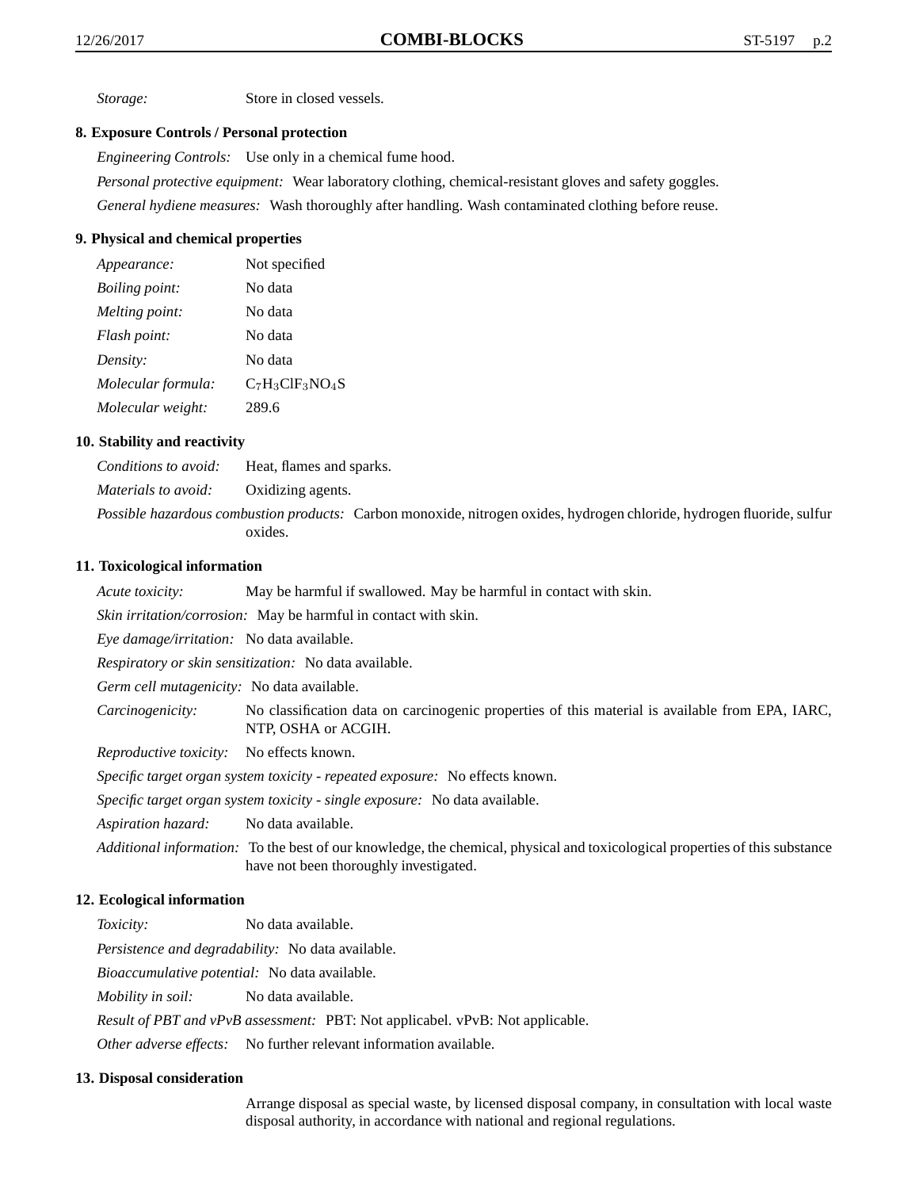*Storage:* Store in closed vessels.

## 8. Exposure Controls / Personal protection

*Engineering Controls:* Use only in a chemical fume hood.

*Personal protective equipment:* Wear laboratory clothing, chemical-resistant gloves and safety goggles.

*General hydiene measures:* Wash thoroughly after handling. Wash contaminated clothing before reuse.

## 9. Physical and chemical properties

*Appearance:* Not specified

*Boiling point:* No data

*Melting point:* No data

*Flash point:* No data

*Density:* No data

*Molecular formula:* $C_7H_3ClF_3NO_4S$

*Molecular weight:* 289.6

## 10. Stability and reactivity

*Conditions to avoid:* Heat, flames and sparks.

*Materials to avoid:* Oxidizing agents.

*Possible hazardous combustion products:* Carbon monoxide, nitrogen oxides, hydrogen chloride, hydrogen fluoride, sulfur oxides.

## 11. Toxicological information

*Acute toxicity:* May be harmful if swallowed. May be harmful in contact with skin.

*Skin irritation/corrosion:* May be harmful in contact with skin.

*Eye damage/irritation:* No data available.

*Respiratory or skin sensitization:* No data available.

*Germ cell mutagenicity:* No data available.

*Carcinogenicity:* No classification data on carcinogenic properties of this material is available from EPA, IARC, NTP, OSHA or ACGIH.

*Reproductive toxicity:* No effects known.

*Specific target organ system toxicity - repeated exposure:* No effects known.

*Specific target organ system toxicity - single exposure:* No data available.

*Aspiration hazard:* No data available.

*Additional information:* To the best of our knowledge, the chemical, physical and toxicological properties of this substance have not been thoroughly investigated.

## 12. Ecological information

*Toxicity:* No data available.

*Persistence and degradability:* No data available.

*Bioaccumulative potential:* No data available.

*Mobility in soil:* No data available.

*Result of PBT and vPvB assessment:* PBT: Not applicabel. vPvB: Not applicable.

*Other adverse effects:* No further relevant information available.

## 13. Disposal consideration

Arrange disposal as special waste, by licensed disposal company, in consultation with local waste disposal authority, in accordance with national and regional regulations.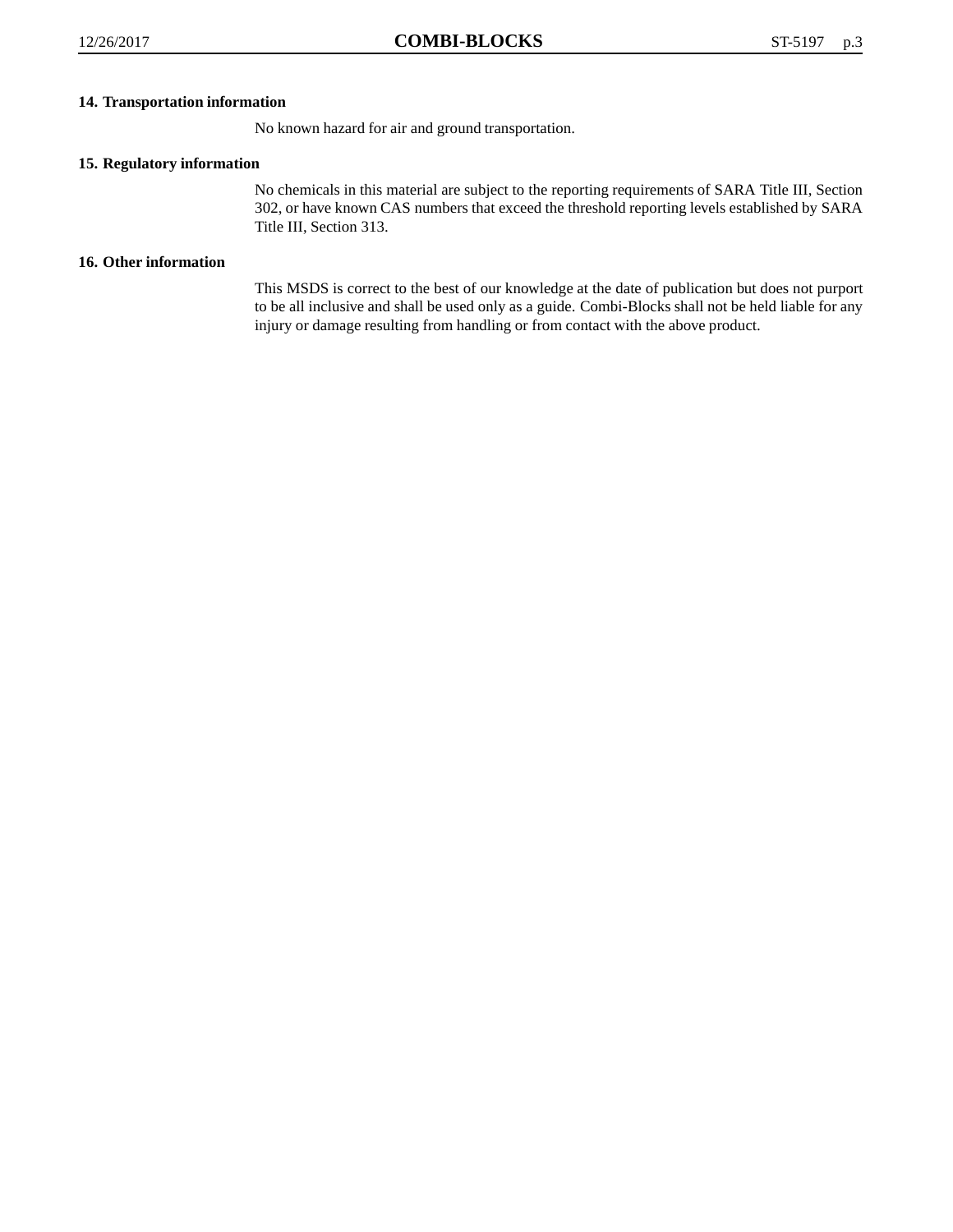## 14. Transportation information

No known hazard for air and ground transportation.

## 15. Regulatory information

No chemicals in this material are subject to the reporting requirements of SARA Title III, Section 302, or have known CAS numbers that exceed the threshold reporting levels established by SARA Title III, Section 313.

## 16. Other information

This MSDS is correct to the best of our knowledge at the date of publication but does not purport to be all inclusive and shall be used only as a guide. Combi-Blocks shall not be held liable for any injury or damage resulting from handling or from contact with the above product.